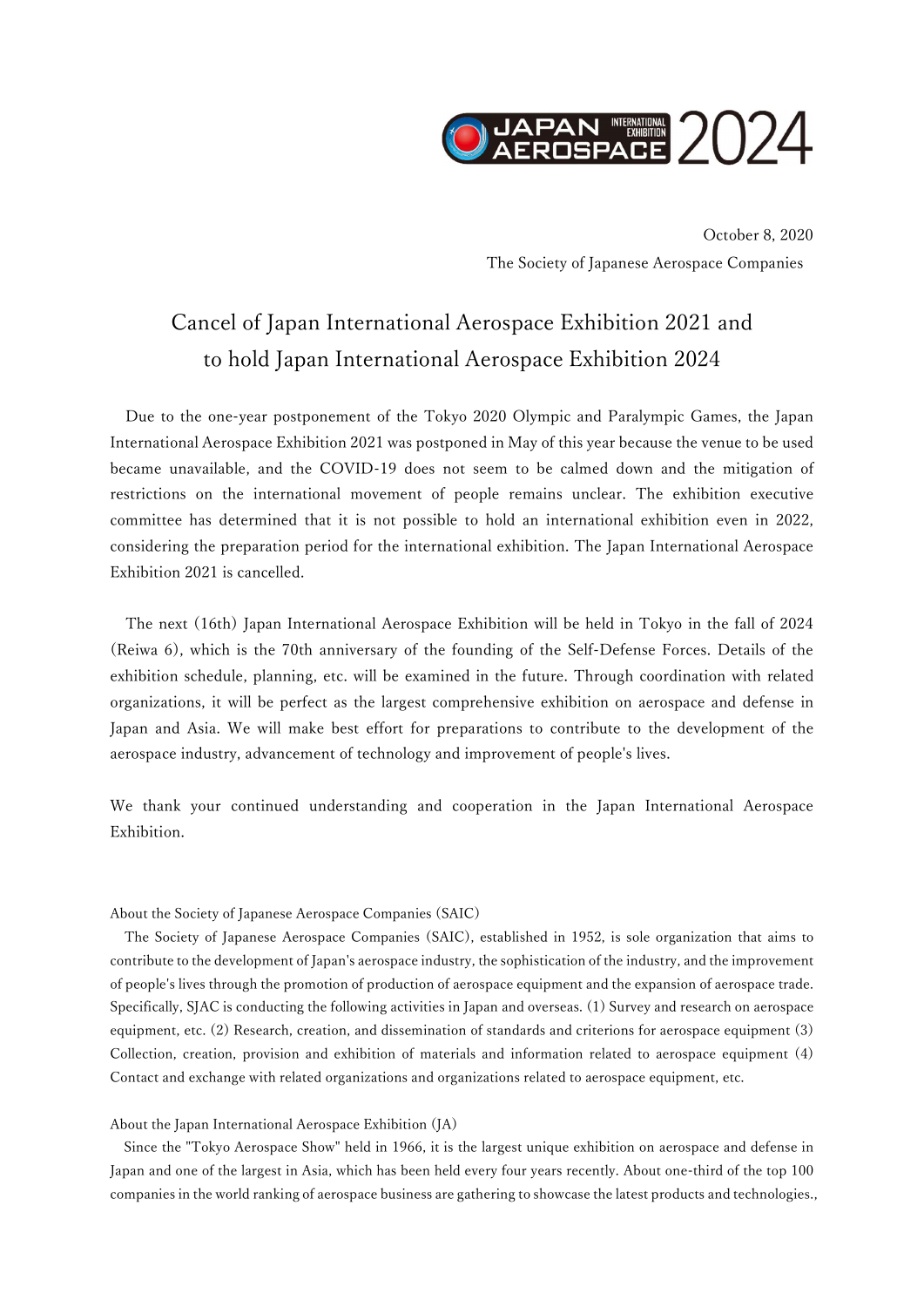JAPAN AEROSPACE INTERNATIONAL EXHIBITION 2024

October 8, 2020

The Society of Japanese Aerospace Companies

# Cancel of Japan International Aerospace Exhibition 2021 and to hold Japan International Aerospace Exhibition 2024

Due to the one-year postponement of the Tokyo 2020 Olympic and Paralympic Games, the Japan International Aerospace Exhibition 2021 was postponed in May of this year because the venue to be used became unavailable, and the COVID-19 does not seem to be calmed down and the mitigation of restrictions on the international movement of people remains unclear. The exhibition executive committee has determined that it is not possible to hold an international exhibition even in 2022, considering the preparation period for the international exhibition. The Japan International Aerospace Exhibition 2021 is cancelled.

The next (16th) Japan International Aerospace Exhibition will be held in Tokyo in the fall of 2024 (Reiwa 6), which is the 70th anniversary of the founding of the Self-Defense Forces. Details of the exhibition schedule, planning, etc. will be examined in the future. Through coordination with related organizations, it will be perfect as the largest comprehensive exhibition on aerospace and defense in Japan and Asia. We will make best effort for preparations to contribute to the development of the aerospace industry, advancement of technology and improvement of people's lives.

We thank your continued understanding and cooperation in the Japan International Aerospace Exhibition.

About the Society of Japanese Aerospace Companies (SAIC)

The Society of Japanese Aerospace Companies (SAIC), established in 1952, is sole organization that aims to contribute to the development of Japan's aerospace industry, the sophistication of the industry, and the improvement of people's lives through the promotion of production of aerospace equipment and the expansion of aerospace trade. Specifically, SJAC is conducting the following activities in Japan and overseas. (1) Survey and research on aerospace equipment, etc. (2) Research, creation, and dissemination of standards and criterions for aerospace equipment (3) Collection, creation, provision and exhibition of materials and information related to aerospace equipment (4) Contact and exchange with related organizations and organizations related to aerospace equipment, etc.

About the Japan International Aerospace Exhibition (JA)

Since the "Tokyo Aerospace Show" held in 1966, it is the largest unique exhibition on aerospace and defense in Japan and one of the largest in Asia, which has been held every four years recently. About one-third of the top 100 companies in the world ranking of aerospace business are gathering to showcase the latest products and technologies.,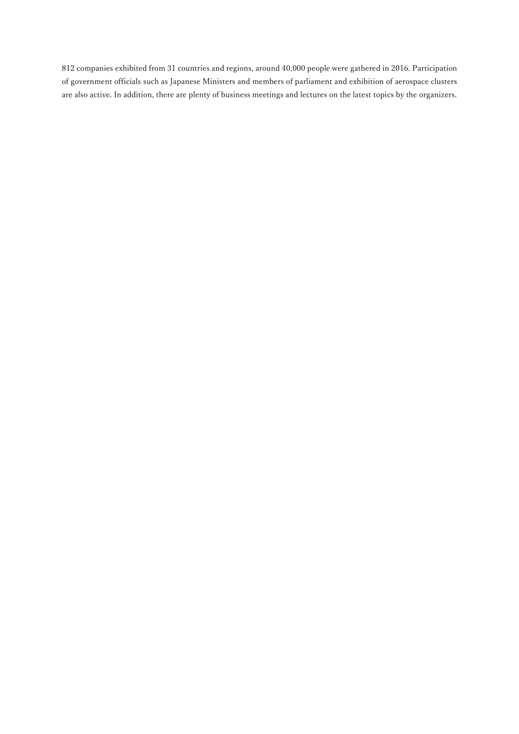812 companies exhibited from 31 countries and regions, around 40,000 people were gathered in 2016. Participation of government officials such as Japanese Ministers and members of parliament and exhibition of aerospace clusters are also active. In addition, there are plenty of business meetings and lectures on the latest topics by the organizers.